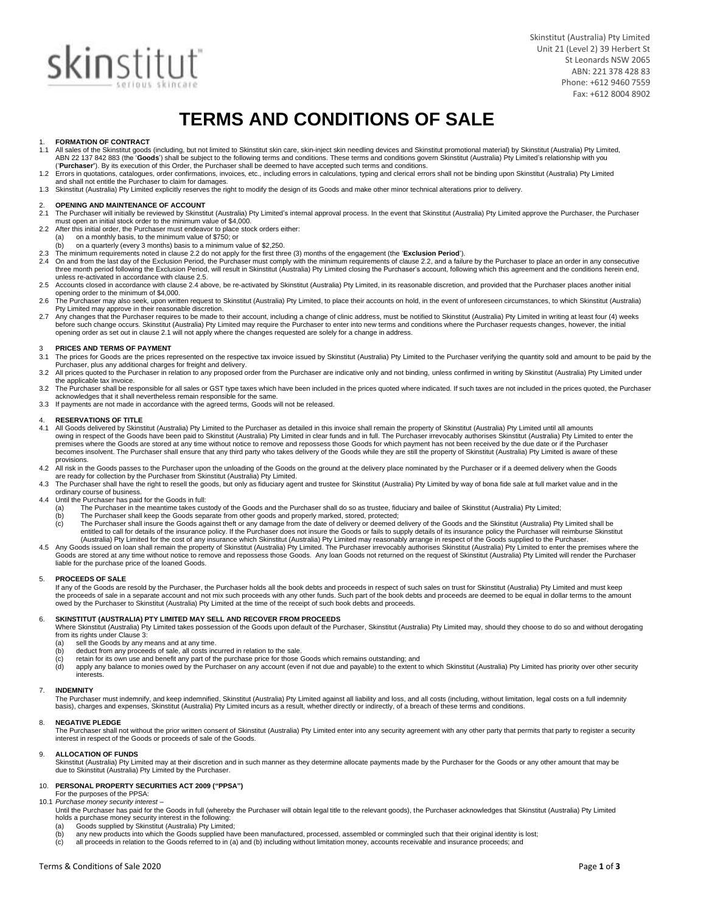skinstitut™ serious skincare

Skinstitut (Australia) Pty Limited
Unit 21 (Level 2) 39 Herbert St
St Leonards NSW 2065
ABN: 221 378 428 83
Phone: +612 9460 7559
Fax: +612 8004 8902

# TERMS AND CONDITIONS OF SALE

## 1. FORMATION OF CONTRACT

1.1 All sales of the Skinstitut goods (including, but not limited to Skinstitut skin care, skin-inject skin needling devices and Skinstitut promotional material) by Skinstitut (Australia) Pty Limited, ABN 22 137 842 883 (the '**Goods**') shall be subject to the following terms and conditions. These terms and conditions govern Skinstitut (Australia) Pty Limited's relationship with you ('**Purchaser**'). By its execution of this Order, the Purchaser shall be deemed to have accepted such terms and conditions.

1.2 Errors in quotations, catalogues, order confirmations, invoices, etc., including errors in calculations, typing and clerical errors shall not be binding upon Skinstitut (Australia) Pty Limited and shall not entitle the Purchaser to claim for damages.

1.3 Skinstitut (Australia) Pty Limited explicitly reserves the right to modify the design of its Goods and make other minor technical alterations prior to delivery.

## 2. OPENING AND MAINTENANCE OF ACCOUNT

2.1 The Purchaser will initially be reviewed by Skinstitut (Australia) Pty Limited's internal approval process. In the event that Skinstitut (Australia) Pty Limited approve the Purchaser, the Purchaser must open an initial stock order to the minimum value of $4,000.

2.2 After this initial order, the Purchaser must endeavor to place stock orders either:
- (a) on a monthly basis, to the minimum value of $750; or
- (b) on a quarterly (every 3 months) basis to a minimum value of $2,250.

2.3 The minimum requirements noted in clause 2.2 do not apply for the first three (3) months of the engagement (the '**Exclusion Period**').

2.4 On and from the last day of the Exclusion Period, the Purchaser must comply with the minimum requirements of clause 2.2, and a failure by the Purchaser to place an order in any consecutive three month period following the Exclusion Period, will result in Skinstitut (Australia) Pty Limited closing the Purchaser's account, following which this agreement and the conditions herein end, unless re-activated in accordance with clause 2.5.

2.5 Accounts closed in accordance with clause 2.4 above, be re-activated by Skinstitut (Australia) Pty Limited, in its reasonable discretion, and provided that the Purchaser places another initial opening order to the minimum of $4,000.

2.6 The Purchaser may also seek, upon written request to Skinstitut (Australia) Pty Limited, to place their accounts on hold, in the event of unforeseen circumstances, to which Skinstitut (Australia) Pty Limited may approve in their reasonable discretion.

2.7 Any changes that the Purchaser requires to be made to their account, including a change of clinic address, must be notified to Skinstitut (Australia) Pty Limited in writing at least four (4) weeks before such change occurs. Skinstitut (Australia) Pty Limited may require the Purchaser to enter into new terms and conditions where the Purchaser requests changes, however, the initial opening order as set out in clause 2.1 will not apply where the changes requested are solely for a change in address.

## 3 PRICES AND TERMS OF PAYMENT

3.1 The prices for Goods are the prices represented on the respective tax invoice issued by Skinstitut (Australia) Pty Limited to the Purchaser verifying the quantity sold and amount to be paid by the Purchaser, plus any additional charges for freight and delivery.

3.2 All prices quoted to the Purchaser in relation to any proposed order from the Purchaser are indicative only and not binding, unless confirmed in writing by Skinstitut (Australia) Pty Limited under the applicable tax invoice.

3.2 The Purchaser shall be responsible for all sales or GST type taxes which have been included in the prices quoted where indicated. If such taxes are not included in the prices quoted, the Purchaser acknowledges that it shall nevertheless remain responsible for the same.

3.3 If payments are not made in accordance with the agreed terms, Goods will not be released.

## 4. RESERVATIONS OF TITLE

4.1 All Goods delivered by Skinstitut (Australia) Pty Limited to the Purchaser as detailed in this invoice shall remain the property of Skinstitut (Australia) Pty Limited until all amounts owing in respect of the Goods have been paid to Skinstitut (Australia) Pty Limited in clear funds and in full. The Purchaser irrevocably authorises Skinstitut (Australia) Pty Limited to enter the premises where the Goods are stored at any time without notice to remove and repossess those Goods for which payment has not been received by the due date or if the Purchaser becomes insolvent. The Purchaser shall ensure that any third party who takes delivery of the Goods while they are still the property of Skinstitut (Australia) Pty Limited is aware of these provisions.

4.2 All risk in the Goods passes to the Purchaser upon the unloading of the Goods on the ground at the delivery place nominated by the Purchaser or if a deemed delivery when the Goods are ready for collection by the Purchaser from Skinstitut (Australia) Pty Limited.

4.3 The Purchaser shall have the right to resell the goods, but only as fiduciary agent and trustee for Skinstitut (Australia) Pty Limited by way of bona fide sale at full market value and in the ordinary course of business.

4.4 Until the Purchaser has paid for the Goods in full:
- (a) The Purchaser in the meantime takes custody of the Goods and the Purchaser shall do so as trustee, fiduciary and bailee of Skinstitut (Australia) Pty Limited;
- (b) The Purchaser shall keep the Goods separate from other goods and properly marked, stored, protected;
- (c) The Purchaser shall insure the Goods against theft or any damage from the date of delivery or deemed delivery of the Goods and the Skinstitut (Australia) Pty Limited shall be entitled to call for details of the insurance policy. If the Purchaser does not insure the Goods or fails to supply details of its insurance policy the Purchaser will reimburse Skinstitut (Australia) Pty Limited for the cost of any insurance which Skinstitut (Australia) Pty Limited may reasonably arrange in respect of the Goods supplied to the Purchaser.

4.5 Any Goods issued on loan shall remain the property of Skinstitut (Australia) Pty Limited. The Purchaser irrevocably authorises Skinstitut (Australia) Pty Limited to enter the premises where the Goods are stored at any time without notice to remove and repossess those Goods. Any loan Goods not returned on the request of Skinstitut (Australia) Pty Limited will render the Purchaser liable for the purchase price of the loaned Goods.

## 5. PROCEEDS OF SALE

If any of the Goods are resold by the Purchaser, the Purchaser holds all the book debts and proceeds in respect of such sales on trust for Skinstitut (Australia) Pty Limited and must keep the proceeds of sale in a separate account and not mix such proceeds with any other funds. Such part of the book debts and proceeds are deemed to be equal in dollar terms to the amount owed by the Purchaser to Skinstitut (Australia) Pty Limited at the time of the receipt of such book debts and proceeds.

## 6. SKINSTITUT (AUSTRALIA) PTY LIMITED MAY SELL AND RECOVER FROM PROCEEDS

Where Skinstitut (Australia) Pty Limited takes possession of the Goods upon default of the Purchaser, Skinstitut (Australia) Pty Limited may, should they choose to do so and without derogating from its rights under Clause 3:
- (a) sell the Goods by any means and at any time.
- (b) deduct from any proceeds of sale, all costs incurred in relation to the sale.
- (c) retain for its own use and benefit any part of the purchase price for those Goods which remains outstanding; and
- (d) apply any balance to monies owed by the Purchaser on any account (even if not due and payable) to the extent to which Skinstitut (Australia) Pty Limited has priority over other security interests.

## 7. INDEMNITY

The Purchaser must indemnify, and keep indemnified, Skinstitut (Australia) Pty Limited against all liability and loss, and all costs (including, without limitation, legal costs on a full indemnity basis), charges and expenses, Skinstitut (Australia) Pty Limited incurs as a result, whether directly or indirectly, of a breach of these terms and conditions.

## 8. NEGATIVE PLEDGE

The Purchaser shall not without the prior written consent of Skinstitut (Australia) Pty Limited enter into any security agreement with any other party that permits that party to register a security interest in respect of the Goods or proceeds of sale of the Goods.

## 9. ALLOCATION OF FUNDS

Skinstitut (Australia) Pty Limited may at their discretion and in such manner as they determine allocate payments made by the Purchaser for the Goods or any other amount that may be due to Skinstitut (Australia) Pty Limited by the Purchaser.

## 10. PERSONAL PROPERTY SECURITIES ACT 2009 ("PPSA")

For the purposes of the PPSA:

10.1 *Purchase money security interest* –

Until the Purchaser has paid for the Goods in full (whereby the Purchaser will obtain legal title to the relevant goods), the Purchaser acknowledges that Skinstitut (Australia) Pty Limited holds a purchase money security interest in the following:
- (a) Goods supplied by Skinstitut (Australia) Pty Limited;
- (b) any new products into which the Goods supplied have been manufactured, processed, assembled or commingled such that their original identity is lost;
- (c) all proceeds in relation to the Goods referred to in (a) and (b) including without limitation money, accounts receivable and insurance proceeds; and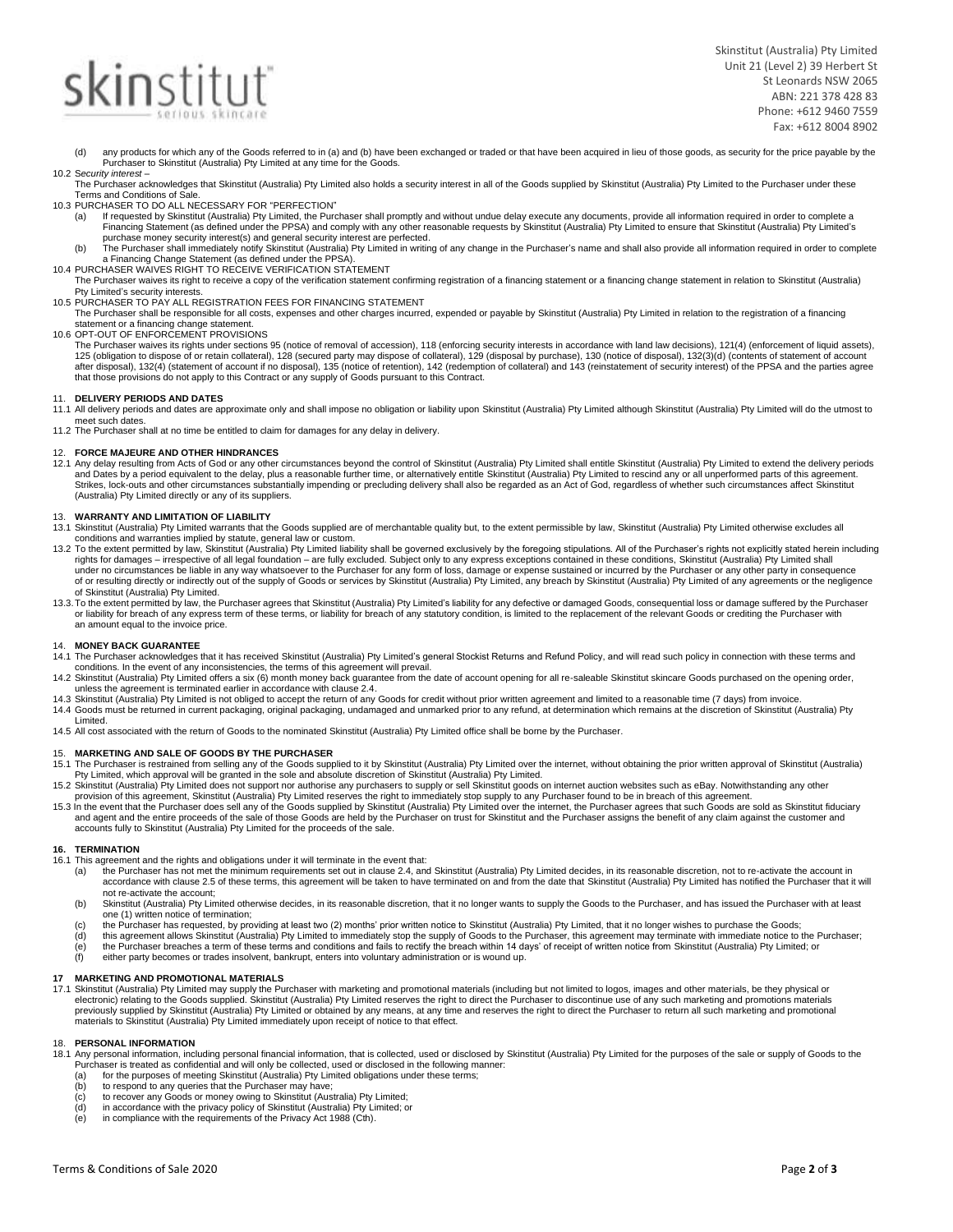Skinstitut (Australia) Pty Limited
Unit 21 (Level 2) 39 Herbert St
St Leonards NSW 2065
ABN: 221 378 428 83
Phone: +612 9460 7559
Fax: +612 8004 8902

(d) any products for which any of the Goods referred to in (a) and (b) have been exchanged or traded or that have been acquired in lieu of those goods, as security for the price payable by the Purchaser to Skinstitut (Australia) Pty Limited at any time for the Goods.

10.2 *Security interest* –
The Purchaser acknowledges that Skinstitut (Australia) Pty Limited also holds a security interest in all of the Goods supplied by Skinstitut (Australia) Pty Limited to the Purchaser under these Terms and Conditions of Sale.

10.3 PURCHASER TO DO ALL NECESSARY FOR "PERFECTION"
(a) If requested by Skinstitut (Australia) Pty Limited, the Purchaser shall promptly and without undue delay execute any documents, provide all information required in order to complete a Financing Statement (as defined under the PPSA) and comply with any other reasonable requests by Skinstitut (Australia) Pty Limited to ensure that Skinstitut (Australia) Pty Limited's purchase money security interest(s) and general security interest are perfected.
(b) The Purchaser shall immediately notify Skinstitut (Australia) Pty Limited in writing of any change in the Purchaser's name and shall also provide all information required in order to complete a Financing Change Statement (as defined under the PPSA).

10.4 PURCHASER WAIVES RIGHT TO RECEIVE VERIFICATION STATEMENT
The Purchaser waives its right to receive a copy of the verification statement confirming registration of a financing statement or a financing change statement in relation to Skinstitut (Australia) Pty Limited's security interests.

10.5 PURCHASER TO PAY ALL REGISTRATION FEES FOR FINANCING STATEMENT
The Purchaser shall be responsible for all costs, expenses and other charges incurred, expended or payable by Skinstitut (Australia) Pty Limited in relation to the registration of a financing statement or a financing change statement.

10.6 OPT-OUT OF ENFORCEMENT PROVISIONS
The Purchaser waives its rights under sections 95 (notice of removal of accession), 118 (enforcing security interests in accordance with land law decisions), 121(4) (enforcement of liquid assets), 125 (obligation to dispose of or retain collateral), 128 (secured party may dispose of collateral), 129 (disposal by purchase), 130 (notice of disposal), 132(3)(d) (contents of statement of account after disposal), 132(4) (statement of account if no disposal), 135 (notice of retention), 142 (redemption of collateral) and 143 (reinstatement of security interest) of the PPSA and the parties agree that those provisions do not apply to this Contract or any supply of Goods pursuant to this Contract.

## 11. DELIVERY PERIODS AND DATES

11.1 All delivery periods and dates are approximate only and shall impose no obligation or liability upon Skinstitut (Australia) Pty Limited although Skinstitut (Australia) Pty Limited will do the utmost to meet such dates.
11.2 The Purchaser shall at no time be entitled to claim for damages for any delay in delivery.

## 12. FORCE MAJEURE AND OTHER HINDRANCES

12.1 Any delay resulting from Acts of God or any other circumstances beyond the control of Skinstitut (Australia) Pty Limited shall entitle Skinstitut (Australia) Pty Limited to extend the delivery periods and Dates by a period equivalent to the delay, plus a reasonable further time, or alternatively entitle Skinstitut (Australia) Pty Limited to rescind any or all unperformed parts of this agreement. Strikes, lock-outs and other circumstances substantially impeding or precluding delivery shall also be regarded as an Act of God, regardless of whether such circumstances affect Skinstitut (Australia) Pty Limited directly or any of its suppliers.

## 13. WARRANTY AND LIMITATION OF LIABILITY

13.1 Skinstitut (Australia) Pty Limited warrants that the Goods supplied are of merchantable quality but, to the extent permissible by law, Skinstitut (Australia) Pty Limited otherwise excludes all conditions and warranties implied by statute, general law or custom.
13.2 To the extent permitted by law, Skinstitut (Australia) Pty Limited liability shall be governed exclusively by the foregoing stipulations. All of the Purchaser's rights not explicitly stated herein including rights for damages – irrespective of all legal foundation – are fully excluded. Subject only to any express exceptions contained in these conditions, Skinstitut (Australia) Pty Limited shall under no circumstances be liable in any way whatsoever to the Purchaser for any form of loss, damage or expense sustained or incurred by the Purchaser or any other party in consequence of or resulting directly or indirectly out of the supply of Goods or services by Skinstitut (Australia) Pty Limited, any breach by Skinstitut (Australia) Pty Limited of any agreements or the negligence of Skinstitut (Australia) Pty Limited.
13.3. To the extent permitted by law, the Purchaser agrees that Skinstitut (Australia) Pty Limited's liability for any defective or damaged Goods, consequential loss or damage suffered by the Purchaser or liability for breach of any express term of these terms, or liability for breach of any statutory condition, is limited to the replacement of the relevant Goods or crediting the Purchaser with an amount equal to the invoice price.

## 14. MONEY BACK GUARANTEE

14.1 The Purchaser acknowledges that it has received Skinstitut (Australia) Pty Limited's general Stockist Returns and Refund Policy, and will read such policy in connection with these terms and conditions. In the event of any inconsistencies, the terms of this agreement will prevail.
14.2 Skinstitut (Australia) Pty Limited offers a six (6) month money back guarantee from the date of account opening for all re-saleable Skinstitut skincare Goods purchased on the opening order, unless the agreement is terminated earlier in accordance with clause 2.4.
14.3 Skinstitut (Australia) Pty Limited is not obliged to accept the return of any Goods for credit without prior written agreement and limited to a reasonable time (7 days) from invoice.
14.4 Goods must be returned in current packaging, original packaging, undamaged and unmarked prior to any refund, at determination which remains at the discretion of Skinstitut (Australia) Pty Limited.
14.5 All cost associated with the return of Goods to the nominated Skinstitut (Australia) Pty Limited office shall be borne by the Purchaser.

## 15. MARKETING AND SALE OF GOODS BY THE PURCHASER

15.1 The Purchaser is restrained from selling any of the Goods supplied to it by Skinstitut (Australia) Pty Limited over the internet, without obtaining the prior written approval of Skinstitut (Australia) Pty Limited, which approval will be granted in the sole and absolute discretion of Skinstitut (Australia) Pty Limited.
15.2 Skinstitut (Australia) Pty Limited does not support nor authorise any purchasers to supply or sell Skinstitut goods on internet auction websites such as eBay. Notwithstanding any other provision of this agreement, Skinstitut (Australia) Pty Limited reserves the right to immediately stop supply to any Purchaser found to be in breach of this agreement.
15.3 In the event that the Purchaser does sell any of the Goods supplied by Skinstitut (Australia) Pty Limited over the internet, the Purchaser agrees that such Goods are sold as Skinstitut fiduciary and agent and the entire proceeds of the sale of those Goods are held by the Purchaser on trust for Skinstitut and the Purchaser assigns the benefit of any claim against the customer and accounts fully to Skinstitut (Australia) Pty Limited for the proceeds of the sale.

## 16. TERMINATION

16.1 This agreement and the rights and obligations under it will terminate in the event that:
(a) the Purchaser has not met the minimum requirements set out in clause 2.4, and Skinstitut (Australia) Pty Limited decides, in its reasonable discretion, not to re-activate the account in accordance with clause 2.5 of these terms, this agreement will be taken to have terminated on and from the date that Skinstitut (Australia) Pty Limited has notified the Purchaser that it will not re-activate the account;
(b) Skinstitut (Australia) Pty Limited otherwise decides, in its reasonable discretion, that it no longer wants to supply the Goods to the Purchaser, and has issued the Purchaser with at least one (1) written notice of termination;
(c) the Purchaser has requested, by providing at least two (2) months' prior written notice to Skinstitut (Australia) Pty Limited, that it no longer wishes to purchase the Goods;
(d) this agreement allows Skinstitut (Australia) Pty Limited to immediately stop the supply of Goods to the Purchaser, this agreement may terminate with immediate notice to the Purchaser;
(e) the Purchaser breaches a term of these terms and conditions and fails to rectify the breach within 14 days' of receipt of written notice from Skinstitut (Australia) Pty Limited; or
(f) either party becomes or trades insolvent, bankrupt, enters into voluntary administration or is wound up.

## 17 MARKETING AND PROMOTIONAL MATERIALS

17.1 Skinstitut (Australia) Pty Limited may supply the Purchaser with marketing and promotional materials (including but not limited to logos, images and other materials, be they physical or electronic) relating to the Goods supplied. Skinstitut (Australia) Pty Limited reserves the right to direct the Purchaser to discontinue use of any such marketing and promotions materials previously supplied by Skinstitut (Australia) Pty Limited or obtained by any means, at any time and reserves the right to direct the Purchaser to return all such marketing and promotional materials to Skinstitut (Australia) Pty Limited immediately upon receipt of notice to that effect.

## 18. PERSONAL INFORMATION

18.1 Any personal information, including personal financial information, that is collected, used or disclosed by Skinstitut (Australia) Pty Limited for the purposes of the sale or supply of Goods to the Purchaser is treated as confidential and will only be collected, used or disclosed in the following manner:
(a) for the purposes of meeting Skinstitut (Australia) Pty Limited obligations under these terms;
(b) to respond to any queries that the Purchaser may have;
(c) to recover any Goods or money owing to Skinstitut (Australia) Pty Limited;
(d) in accordance with the privacy policy of Skinstitut (Australia) Pty Limited; or
(e) in compliance with the requirements of the Privacy Act 1988 (Cth).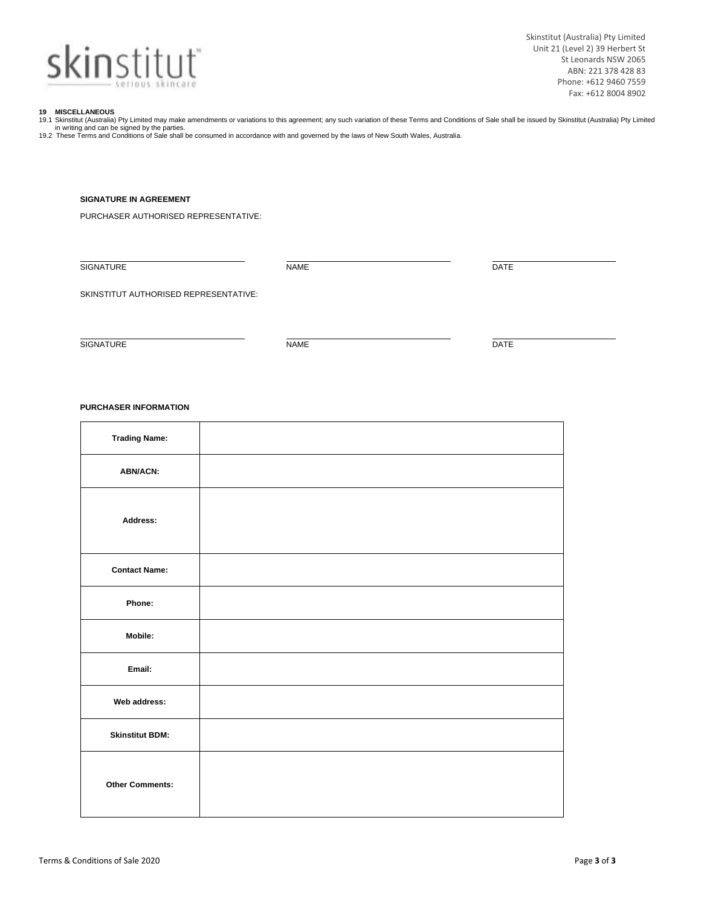skinstitut
serious skincare

Skinstitut (Australia) Pty Limited
Unit 21 (Level 2) 39 Herbert St
St Leonards NSW 2065
ABN: 221 378 428 83
Phone: +612 9460 7559
Fax: +612 8004 8902

**19 MISCELLANEOUS**

19.1 Skinstitut (Australia) Pty Limited may make amendments or variations to this agreement; any such variation of these Terms and Conditions of Sale shall be issued by Skinstitut (Australia) Pty Limited in writing and can be signed by the parties.

19.2 These Terms and Conditions of Sale shall be consumed in accordance with and governed by the laws of New South Wales, Australia.

**SIGNATURE IN AGREEMENT**

PURCHASER AUTHORISED REPRESENTATIVE:

| SIGNATURE | NAME | DATE |
|---|---|---|
| | | |

SKINSTITUT AUTHORISED REPRESENTATIVE:

| SIGNATURE | NAME | DATE |
|---|---|---|
| | | |

**PURCHASER INFORMATION**

| | |
|---|---|
| **Trading Name:** | |
| **ABN/ACN:** | |
| **Address:** | |
| **Contact Name:** | |
| **Phone:** | |
| **Mobile:** | |
| **Email:** | |
| **Web address:** | |
| **Skinstitut BDM:** | |
| **Other Comments:** | |

Terms & Conditions of Sale 2020